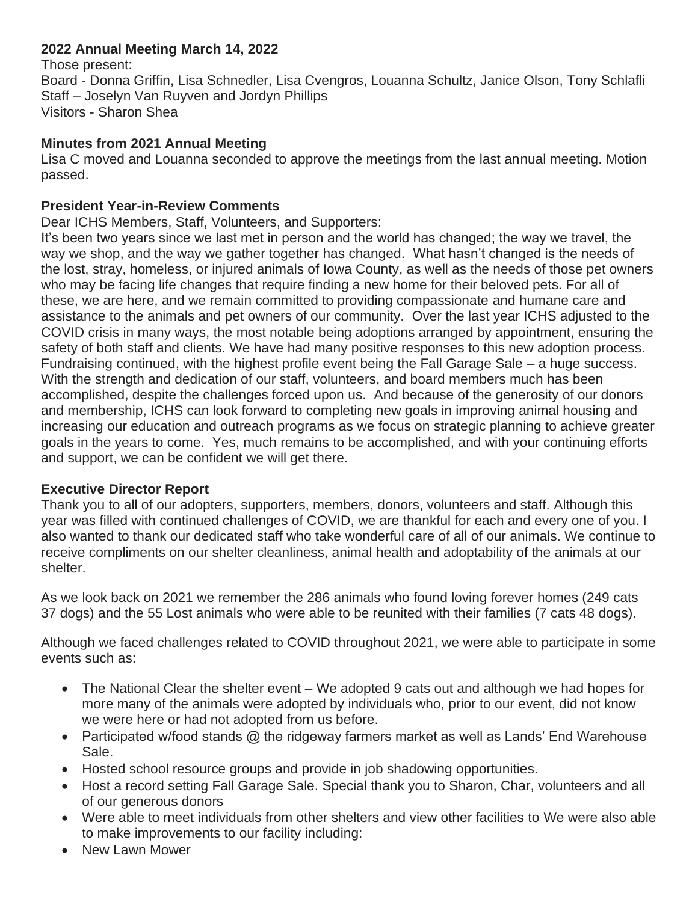**2022 Annual Meeting March 14, 2022**

Those present:
Board - Donna Griffin, Lisa Schnedler, Lisa Cvengros, Louanna Schultz, Janice Olson, Tony Schlafli
Staff – Joselyn Van Ruyven and Jordyn Phillips
Visitors - Sharon Shea

**Minutes from 2021 Annual Meeting**

Lisa C moved and Louanna seconded to approve the meetings from the last annual meeting. Motion passed.

**President Year-in-Review Comments**

Dear ICHS Members, Staff, Volunteers, and Supporters:

It's been two years since we last met in person and the world has changed; the way we travel, the way we shop, and the way we gather together has changed. What hasn't changed is the needs of the lost, stray, homeless, or injured animals of Iowa County, as well as the needs of those pet owners who may be facing life changes that require finding a new home for their beloved pets. For all of these, we are here, and we remain committed to providing compassionate and humane care and assistance to the animals and pet owners of our community. Over the last year ICHS adjusted to the COVID crisis in many ways, the most notable being adoptions arranged by appointment, ensuring the safety of both staff and clients. We have had many positive responses to this new adoption process. Fundraising continued, with the highest profile event being the Fall Garage Sale – a huge success. With the strength and dedication of our staff, volunteers, and board members much has been accomplished, despite the challenges forced upon us. And because of the generosity of our donors and membership, ICHS can look forward to completing new goals in improving animal housing and increasing our education and outreach programs as we focus on strategic planning to achieve greater goals in the years to come. Yes, much remains to be accomplished, and with your continuing efforts and support, we can be confident we will get there.

**Executive Director Report**

Thank you to all of our adopters, supporters, members, donors, volunteers and staff. Although this year was filled with continued challenges of COVID, we are thankful for each and every one of you. I also wanted to thank our dedicated staff who take wonderful care of all of our animals. We continue to receive compliments on our shelter cleanliness, animal health and adoptability of the animals at our shelter.

As we look back on 2021 we remember the 286 animals who found loving forever homes (249 cats 37 dogs) and the 55 Lost animals who were able to be reunited with their families (7 cats 48 dogs).

Although we faced challenges related to COVID throughout 2021, we were able to participate in some events such as:

- The National Clear the shelter event – We adopted 9 cats out and although we had hopes for more many of the animals were adopted by individuals who, prior to our event, did not know we were here or had not adopted from us before.
- Participated w/food stands @ the ridgeway farmers market as well as Lands' End Warehouse Sale.
- Hosted school resource groups and provide in job shadowing opportunities.
- Host a record setting Fall Garage Sale. Special thank you to Sharon, Char, volunteers and all of our generous donors
- Were able to meet individuals from other shelters and view other facilities to We were also able to make improvements to our facility including:
- New Lawn Mower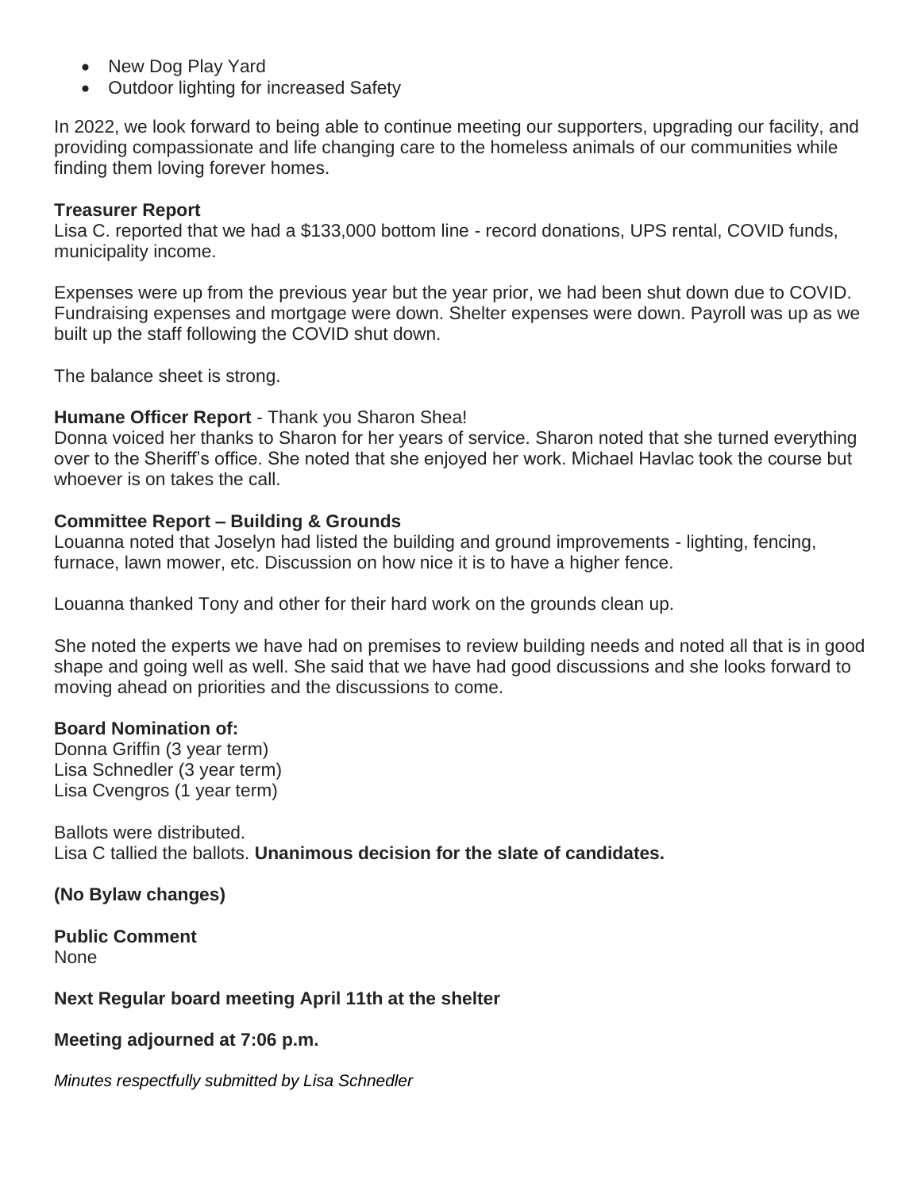- New Dog Play Yard
- Outdoor lighting for increased Safety

In 2022, we look forward to being able to continue meeting our supporters, upgrading our facility, and providing compassionate and life changing care to the homeless animals of our communities while finding them loving forever homes.

**Treasurer Report**
Lisa C. reported that we had a $133,000 bottom line - record donations, UPS rental, COVID funds, municipality income.

Expenses were up from the previous year but the year prior, we had been shut down due to COVID. Fundraising expenses and mortgage were down. Shelter expenses were down. Payroll was up as we built up the staff following the COVID shut down.

The balance sheet is strong.

**Humane Officer Report** - Thank you Sharon Shea!
Donna voiced her thanks to Sharon for her years of service. Sharon noted that she turned everything over to the Sheriff's office. She noted that she enjoyed her work. Michael Havlac took the course but whoever is on takes the call.

**Committee Report – Building & Grounds**
Louanna noted that Joselyn had listed the building and ground improvements - lighting, fencing, furnace, lawn mower, etc. Discussion on how nice it is to have a higher fence.

Louanna thanked Tony and other for their hard work on the grounds clean up.

She noted the experts we have had on premises to review building needs and noted all that is in good shape and going well as well. She said that we have had good discussions and she looks forward to moving ahead on priorities and the discussions to come.

**Board Nomination of:**
Donna Griffin (3 year term)
Lisa Schnedler (3 year term)
Lisa Cvengros (1 year term)

Ballots were distributed.
Lisa C tallied the ballots. **Unanimous decision for the slate of candidates.**

**(No Bylaw changes)**

**Public Comment**
None

**Next Regular board meeting April 11th at the shelter**

**Meeting adjourned at 7:06 p.m.**

*Minutes respectfully submitted by Lisa Schnedler*